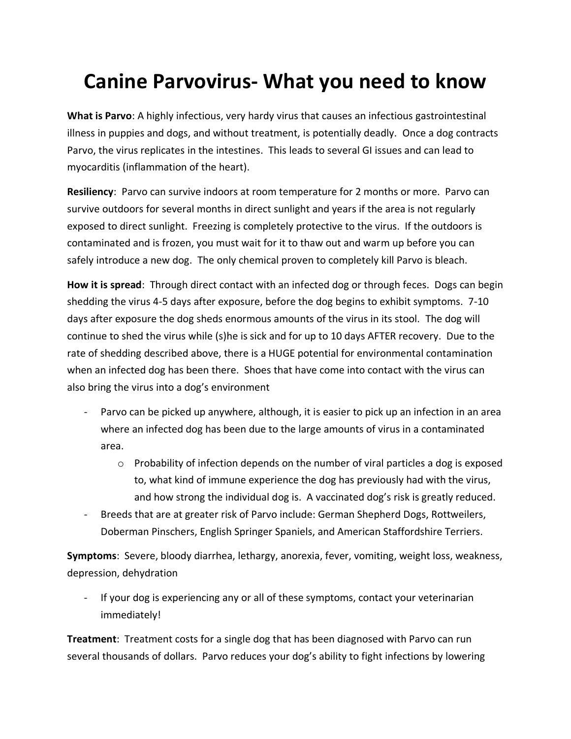# Canine Parvovirus- What you need to know

**What is Parvo**: A highly infectious, very hardy virus that causes an infectious gastrointestinal illness in puppies and dogs, and without treatment, is potentially deadly. Once a dog contracts Parvo, the virus replicates in the intestines. This leads to several GI issues and can lead to myocarditis (inflammation of the heart).

**Resiliency**: Parvo can survive indoors at room temperature for 2 months or more. Parvo can survive outdoors for several months in direct sunlight and years if the area is not regularly exposed to direct sunlight. Freezing is completely protective to the virus. If the outdoors is contaminated and is frozen, you must wait for it to thaw out and warm up before you can safely introduce a new dog. The only chemical proven to completely kill Parvo is bleach.

**How it is spread**: Through direct contact with an infected dog or through feces. Dogs can begin shedding the virus 4-5 days after exposure, before the dog begins to exhibit symptoms. 7-10 days after exposure the dog sheds enormous amounts of the virus in its stool. The dog will continue to shed the virus while (s)he is sick and for up to 10 days AFTER recovery. Due to the rate of shedding described above, there is a HUGE potential for environmental contamination when an infected dog has been there. Shoes that have come into contact with the virus can also bring the virus into a dog's environment

- Parvo can be picked up anywhere, although, it is easier to pick up an infection in an area where an infected dog has been due to the large amounts of virus in a contaminated area.
  - Probability of infection depends on the number of viral particles a dog is exposed to, what kind of immune experience the dog has previously had with the virus, and how strong the individual dog is. A vaccinated dog's risk is greatly reduced.
- Breeds that are at greater risk of Parvo include: German Shepherd Dogs, Rottweilers, Doberman Pinschers, English Springer Spaniels, and American Staffordshire Terriers.

**Symptoms**: Severe, bloody diarrhea, lethargy, anorexia, fever, vomiting, weight loss, weakness, depression, dehydration

- If your dog is experiencing any or all of these symptoms, contact your veterinarian immediately!

**Treatment**: Treatment costs for a single dog that has been diagnosed with Parvo can run several thousands of dollars. Parvo reduces your dog's ability to fight infections by lowering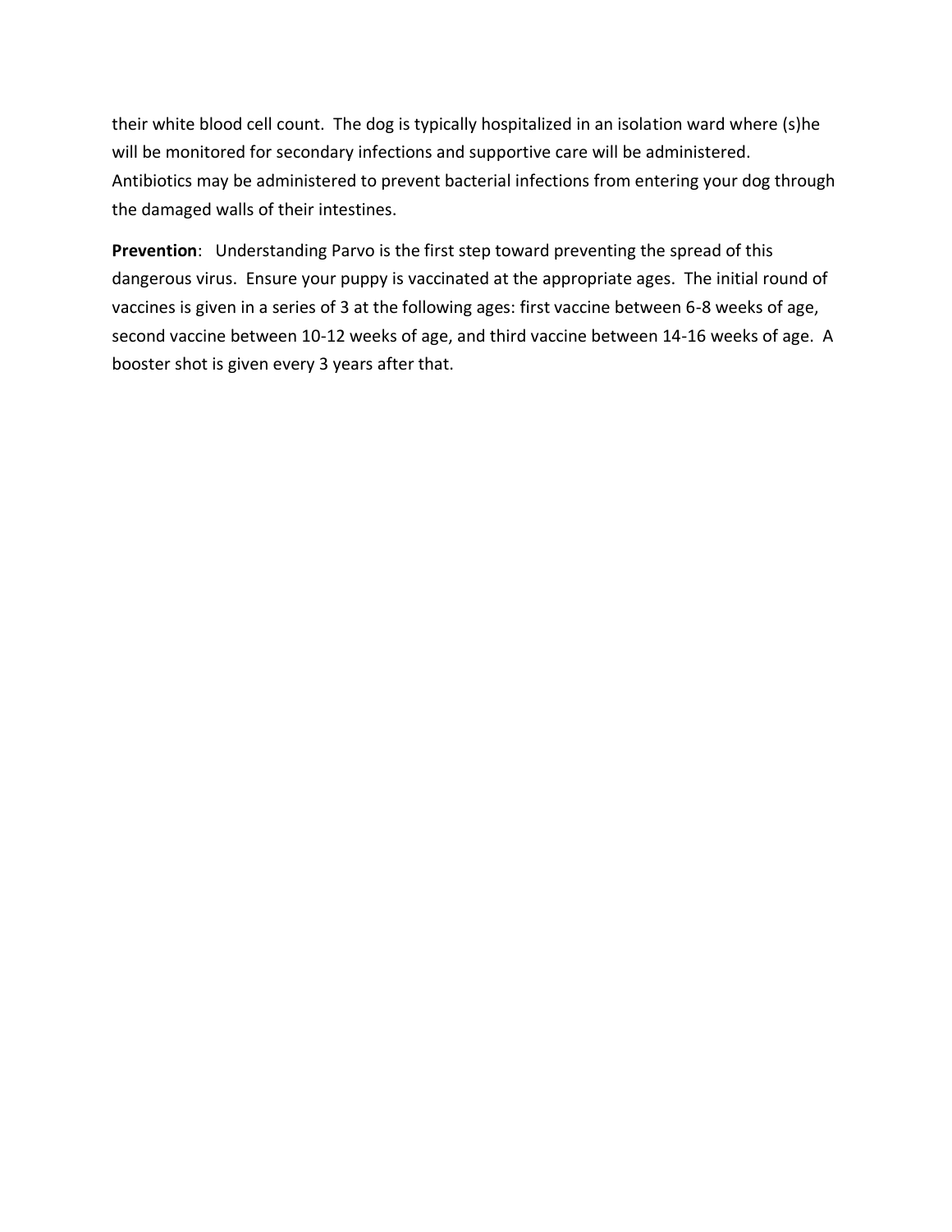their white blood cell count. The dog is typically hospitalized in an isolation ward where (s)he will be monitored for secondary infections and supportive care will be administered. Antibiotics may be administered to prevent bacterial infections from entering your dog through the damaged walls of their intestines.

**Prevention**: Understanding Parvo is the first step toward preventing the spread of this dangerous virus. Ensure your puppy is vaccinated at the appropriate ages. The initial round of vaccines is given in a series of 3 at the following ages: first vaccine between 6-8 weeks of age, second vaccine between 10-12 weeks of age, and third vaccine between 14-16 weeks of age. A booster shot is given every 3 years after that.